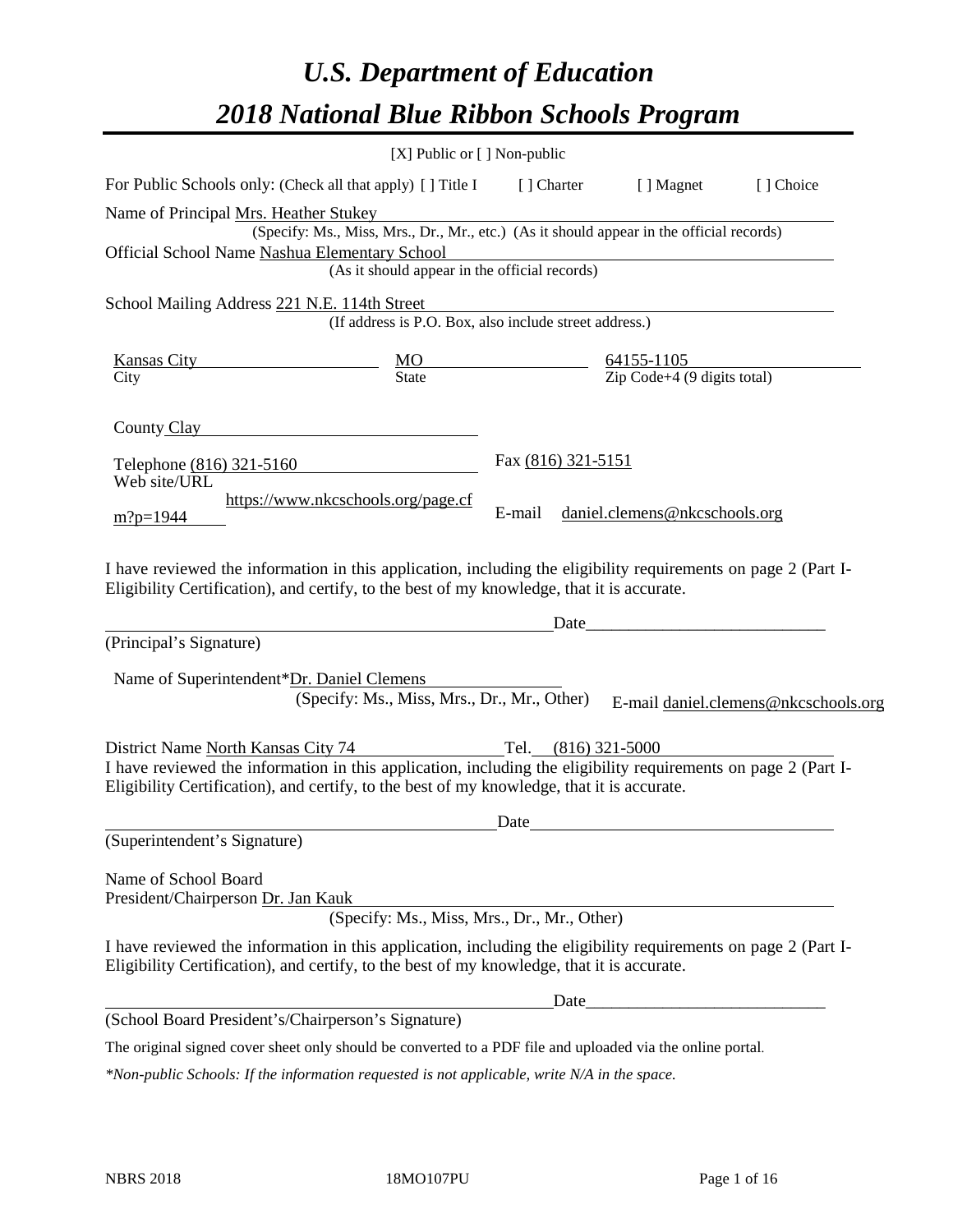# *U.S. Department of Education*

# *2018 National Blue Ribbon Schools Program*

[X] Public or [ ] Non-public

For Public Schools only: (Check all that apply) [ ] Title I [ ] Charter [ ] Magnet [ ] Choice

Name of Principal Mrs. Heather Stukey
(Specify: Ms., Miss, Mrs., Dr., Mr., etc.) (As it should appear in the official records)

Official School Name Nashua Elementary School
(As it should appear in the official records)

School Mailing Address 221 N.E. 114th Street
(If address is P.O. Box, also include street address.)

| Kansas City | MO | 64155-1105 |
|---|---|---|
| City | State | Zip Code+4 (9 digits total) |

County Clay

Telephone (816) 321-5160 Fax (816) 321-5151

Web site/URL https://www.nkcschools.org/page.cfm?p=1944 E-mail daniel.clemens@nkcschools.org

I have reviewed the information in this application, including the eligibility requirements on page 2 (Part I-Eligibility Certification), and certify, to the best of my knowledge, that it is accurate.

_______________________________________________ Date___________________________

(Principal's Signature)

Name of Superintendent*Dr. Daniel Clemens
(Specify: Ms., Miss, Mrs., Dr., Mr., Other) E-mail daniel.clemens@nkcschools.org

District Name North Kansas City 74 Tel. (816) 321-5000

I have reviewed the information in this application, including the eligibility requirements on page 2 (Part I-Eligibility Certification), and certify, to the best of my knowledge, that it is accurate.

_______________________________________________ Date___________________________

(Superintendent's Signature)

Name of School Board
President/Chairperson Dr. Jan Kauk
(Specify: Ms., Miss, Mrs., Dr., Mr., Other)

I have reviewed the information in this application, including the eligibility requirements on page 2 (Part I-Eligibility Certification), and certify, to the best of my knowledge, that it is accurate.

_______________________________________________ Date___________________________

(School Board President's/Chairperson's Signature)

The original signed cover sheet only should be converted to a PDF file and uploaded via the online portal.

*\*Non-public Schools: If the information requested is not applicable, write N/A in the space.*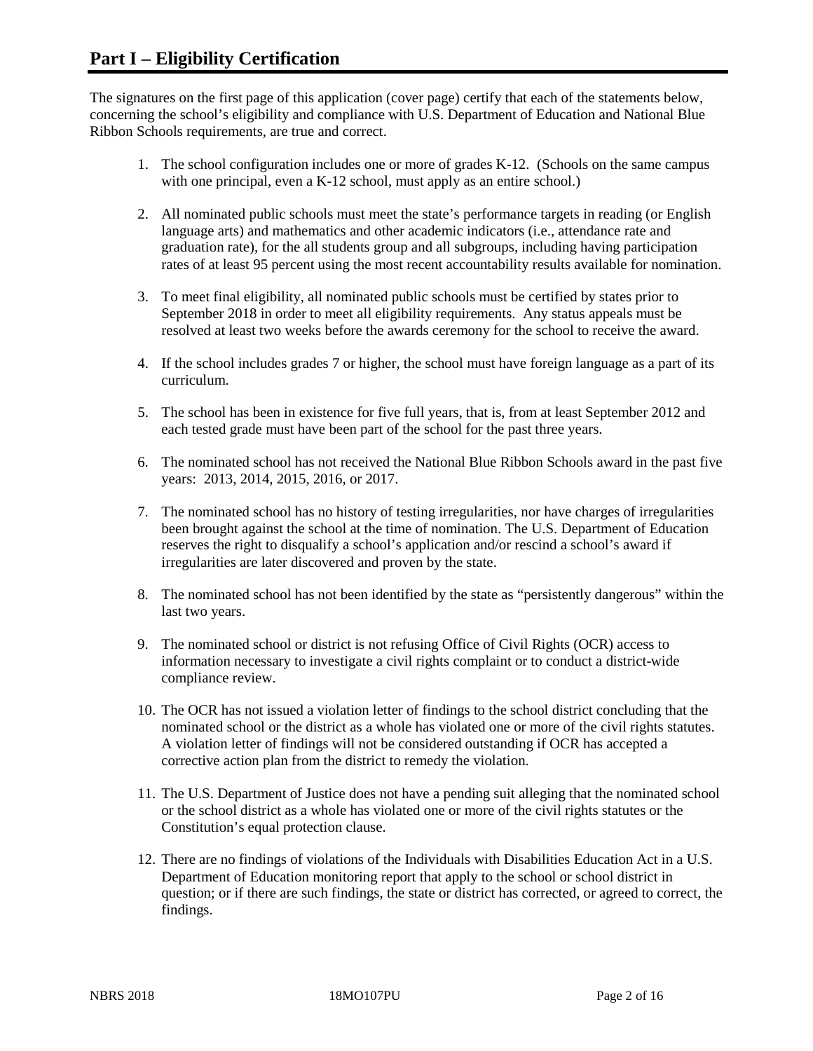# Part I – Eligibility Certification

The signatures on the first page of this application (cover page) certify that each of the statements below, concerning the school's eligibility and compliance with U.S. Department of Education and National Blue Ribbon Schools requirements, are true and correct.

1. The school configuration includes one or more of grades K-12. (Schools on the same campus with one principal, even a K-12 school, must apply as an entire school.)
2. All nominated public schools must meet the state's performance targets in reading (or English language arts) and mathematics and other academic indicators (i.e., attendance rate and graduation rate), for the all students group and all subgroups, including having participation rates of at least 95 percent using the most recent accountability results available for nomination.
3. To meet final eligibility, all nominated public schools must be certified by states prior to September 2018 in order to meet all eligibility requirements. Any status appeals must be resolved at least two weeks before the awards ceremony for the school to receive the award.
4. If the school includes grades 7 or higher, the school must have foreign language as a part of its curriculum.
5. The school has been in existence for five full years, that is, from at least September 2012 and each tested grade must have been part of the school for the past three years.
6. The nominated school has not received the National Blue Ribbon Schools award in the past five years: 2013, 2014, 2015, 2016, or 2017.
7. The nominated school has no history of testing irregularities, nor have charges of irregularities been brought against the school at the time of nomination. The U.S. Department of Education reserves the right to disqualify a school's application and/or rescind a school's award if irregularities are later discovered and proven by the state.
8. The nominated school has not been identified by the state as "persistently dangerous" within the last two years.
9. The nominated school or district is not refusing Office of Civil Rights (OCR) access to information necessary to investigate a civil rights complaint or to conduct a district-wide compliance review.
10. The OCR has not issued a violation letter of findings to the school district concluding that the nominated school or the district as a whole has violated one or more of the civil rights statutes. A violation letter of findings will not be considered outstanding if OCR has accepted a corrective action plan from the district to remedy the violation.
11. The U.S. Department of Justice does not have a pending suit alleging that the nominated school or the school district as a whole has violated one or more of the civil rights statutes or the Constitution's equal protection clause.
12. There are no findings of violations of the Individuals with Disabilities Education Act in a U.S. Department of Education monitoring report that apply to the school or school district in question; or if there are such findings, the state or district has corrected, or agreed to correct, the findings.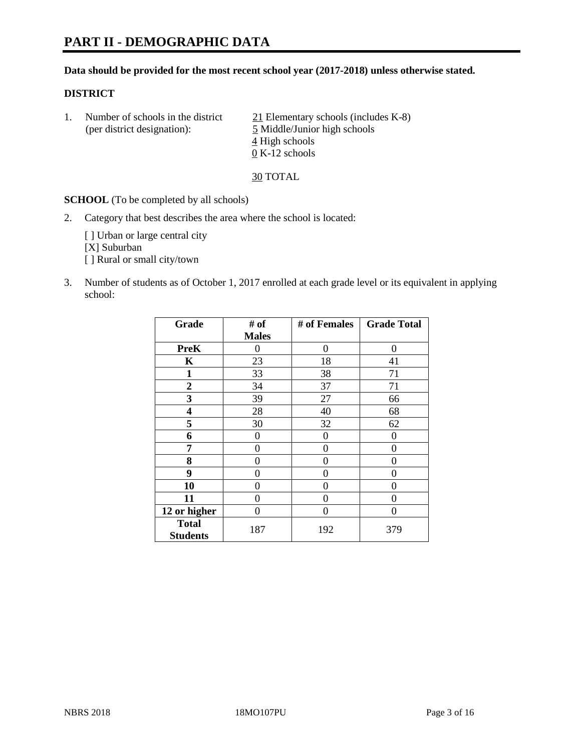# PART II - DEMOGRAPHIC DATA

**Data should be provided for the most recent school year (2017-2018) unless otherwise stated.**

## DISTRICT

1. Number of schools in the district (per district designation):
   - 21 Elementary schools (includes K-8)
   - 5 Middle/Junior high schools
   - 4 High schools
   - 0 K-12 schools

   30 TOTAL

**SCHOOL** (To be completed by all schools)

2. Category that best describes the area where the school is located:

   [ ] Urban or large central city
   [X] Suburban
   [ ] Rural or small city/town

3. Number of students as of October 1, 2017 enrolled at each grade level or its equivalent in applying school:

| Grade | # of Males | # of Females | Grade Total |
|---|---|---|---|
| PreK | 0 | 0 | 0 |
| K | 23 | 18 | 41 |
| 1 | 33 | 38 | 71 |
| 2 | 34 | 37 | 71 |
| 3 | 39 | 27 | 66 |
| 4 | 28 | 40 | 68 |
| 5 | 30 | 32 | 62 |
| 6 | 0 | 0 | 0 |
| 7 | 0 | 0 | 0 |
| 8 | 0 | 0 | 0 |
| 9 | 0 | 0 | 0 |
| 10 | 0 | 0 | 0 |
| 11 | 0 | 0 | 0 |
| 12 or higher | 0 | 0 | 0 |
| Total Students | 187 | 192 | 379 |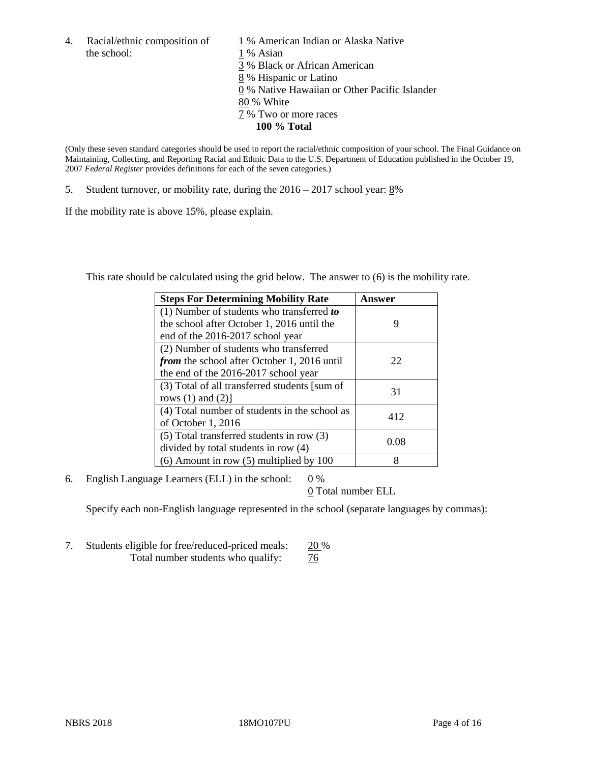4. Racial/ethnic composition of the school:

1 % American Indian or Alaska Native
1 % Asian
3 % Black or African American
8 % Hispanic or Latino
0 % Native Hawaiian or Other Pacific Islander
80 % White
7 % Two or more races
**100 % Total**

(Only these seven standard categories should be used to report the racial/ethnic composition of your school. The Final Guidance on Maintaining, Collecting, and Reporting Racial and Ethnic Data to the U.S. Department of Education published in the October 19, 2007 *Federal Register* provides definitions for each of the seven categories.)

5. Student turnover, or mobility rate, during the 2016 – 2017 school year: 8%

If the mobility rate is above 15%, please explain.

This rate should be calculated using the grid below. The answer to (6) is the mobility rate.

| Steps For Determining Mobility Rate | Answer |
| --- | --- |
| (1) Number of students who transferred ***to*** the school after October 1, 2016 until the end of the 2016-2017 school year | 9 |
| (2) Number of students who transferred ***from*** the school after October 1, 2016 until the end of the 2016-2017 school year | 22 |
| (3) Total of all transferred students [sum of rows (1) and (2)] | 31 |
| (4) Total number of students in the school as of October 1, 2016 | 412 |
| (5) Total transferred students in row (3) divided by total students in row (4) | 0.08 |
| (6) Amount in row (5) multiplied by 100 | 8 |

6. English Language Learners (ELL) in the school: 0 %
0 Total number ELL

Specify each non-English language represented in the school (separate languages by commas):

7. Students eligible for free/reduced-priced meals: 20 %
Total number students who qualify: 76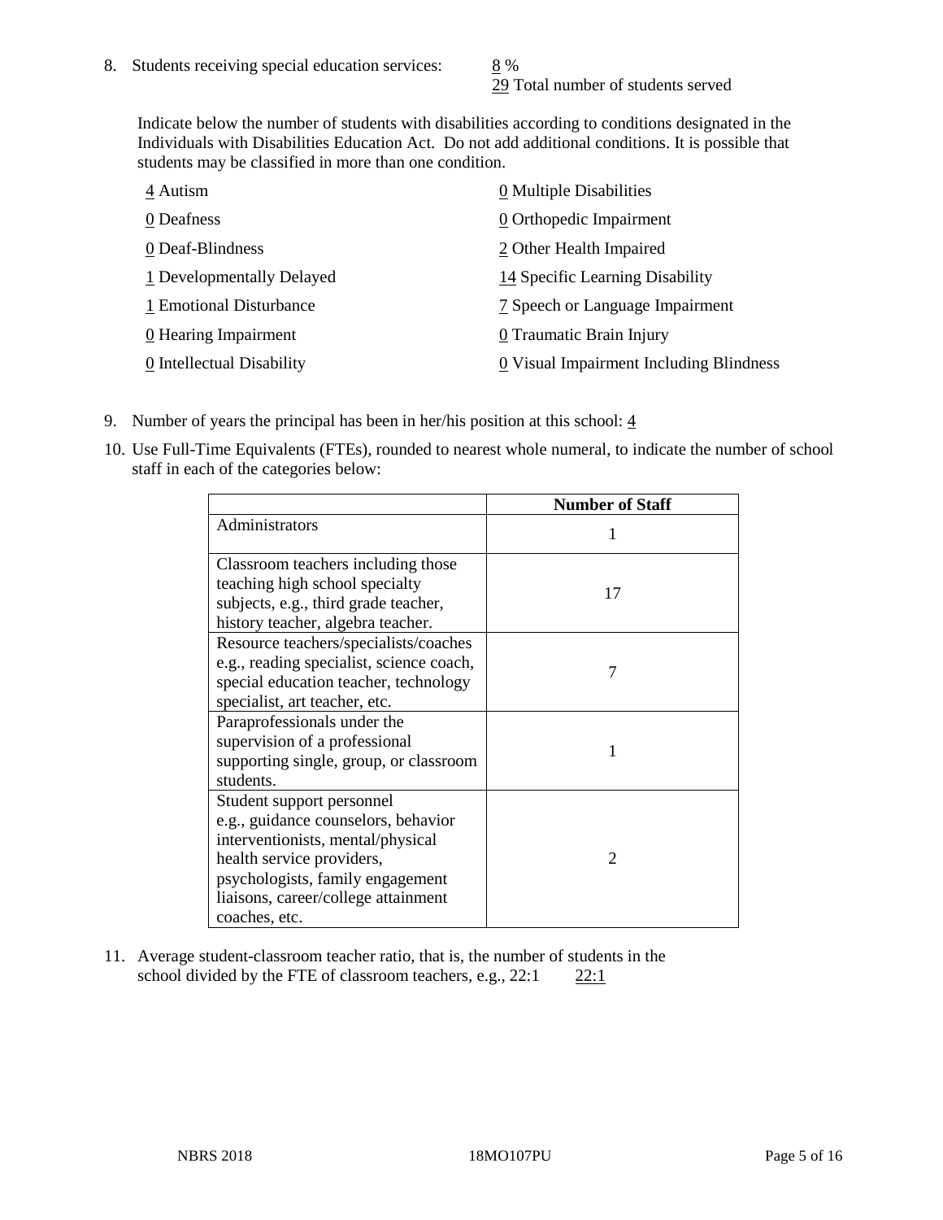8. Students receiving special education services: 8 %
   29 Total number of students served

   Indicate below the number of students with disabilities according to conditions designated in the Individuals with Disabilities Education Act. Do not add additional conditions. It is possible that students may be classified in more than one condition.

   4 Autism
   0 Deafness
   0 Deaf-Blindness
   1 Developmentally Delayed
   1 Emotional Disturbance
   0 Hearing Impairment
   0 Intellectual Disability
   0 Multiple Disabilities
   0 Orthopedic Impairment
   2 Other Health Impaired
   14 Specific Learning Disability
   7 Speech or Language Impairment
   0 Traumatic Brain Injury
   0 Visual Impairment Including Blindness

9. Number of years the principal has been in her/his position at this school: 4

10. Use Full-Time Equivalents (FTEs), rounded to nearest whole numeral, to indicate the number of school staff in each of the categories below:

| | Number of Staff |
|---|---|
| Administrators | 1 |
| Classroom teachers including those teaching high school specialty subjects, e.g., third grade teacher, history teacher, algebra teacher. | 17 |
| Resource teachers/specialists/coaches e.g., reading specialist, science coach, special education teacher, technology specialist, art teacher, etc. | 7 |
| Paraprofessionals under the supervision of a professional supporting single, group, or classroom students. | 1 |
| Student support personnel e.g., guidance counselors, behavior interventionists, mental/physical health service providers, psychologists, family engagement liaisons, career/college attainment coaches, etc. | 2 |

11. Average student-classroom teacher ratio, that is, the number of students in the school divided by the FTE of classroom teachers, e.g., 22:1 22:1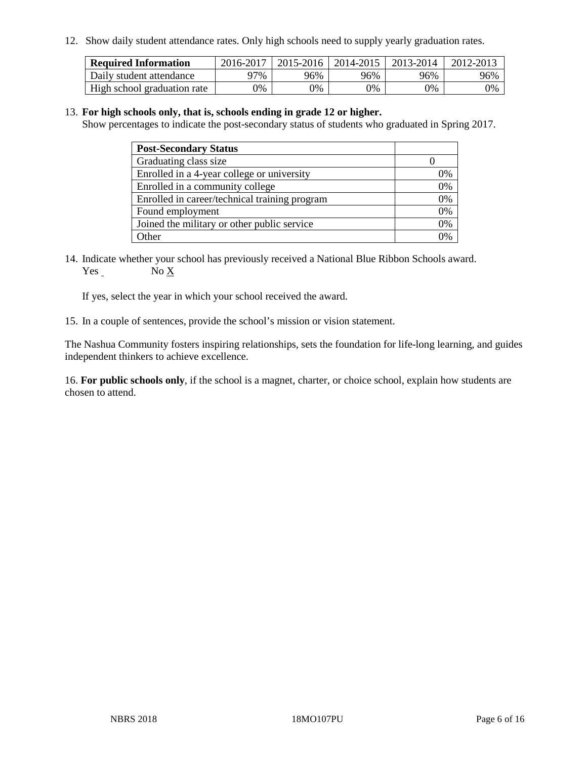12. Show daily student attendance rates. Only high schools need to supply yearly graduation rates.

| Required Information | 2016-2017 | 2015-2016 | 2014-2015 | 2013-2014 | 2012-2013 |
|---|---|---|---|---|---|
| Daily student attendance | 97% | 96% | 96% | 96% | 96% |
| High school graduation rate | 0% | 0% | 0% | 0% | 0% |

13. **For high schools only, that is, schools ending in grade 12 or higher.**
Show percentages to indicate the post-secondary status of students who graduated in Spring 2017.

| Post-Secondary Status | |
|---|---|
| Graduating class size | 0 |
| Enrolled in a 4-year college or university | 0% |
| Enrolled in a community college | 0% |
| Enrolled in career/technical training program | 0% |
| Found employment | 0% |
| Joined the military or other public service | 0% |
| Other | 0% |

14. Indicate whether your school has previously received a National Blue Ribbon Schools award.
Yes ___ No X

If yes, select the year in which your school received the award.

15. In a couple of sentences, provide the school's mission or vision statement.

The Nashua Community fosters inspiring relationships, sets the foundation for life-long learning, and guides independent thinkers to achieve excellence.

16. **For public schools only**, if the school is a magnet, charter, or choice school, explain how students are chosen to attend.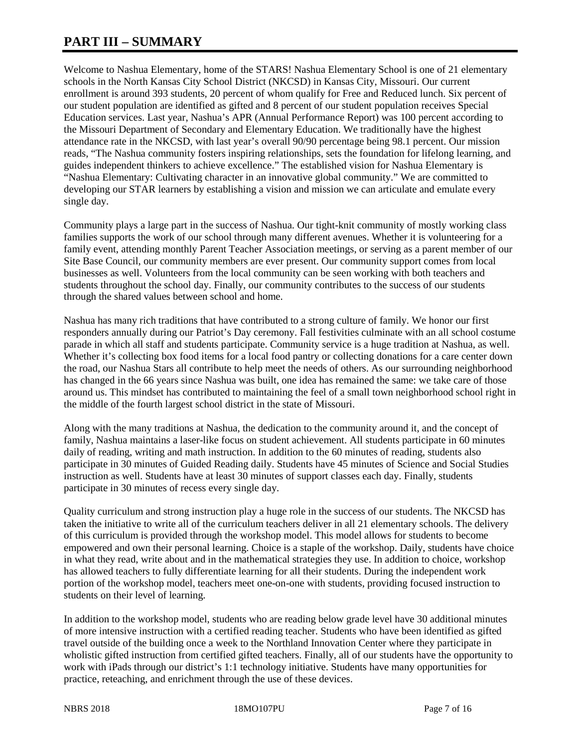# PART III – SUMMARY

Welcome to Nashua Elementary, home of the STARS! Nashua Elementary School is one of 21 elementary schools in the North Kansas City School District (NKCSD) in Kansas City, Missouri. Our current enrollment is around 393 students, 20 percent of whom qualify for Free and Reduced lunch. Six percent of our student population are identified as gifted and 8 percent of our student population receives Special Education services. Last year, Nashua's APR (Annual Performance Report) was 100 percent according to the Missouri Department of Secondary and Elementary Education. We traditionally have the highest attendance rate in the NKCSD, with last year's overall 90/90 percentage being 98.1 percent. Our mission reads, "The Nashua community fosters inspiring relationships, sets the foundation for lifelong learning, and guides independent thinkers to achieve excellence." The established vision for Nashua Elementary is "Nashua Elementary: Cultivating character in an innovative global community." We are committed to developing our STAR learners by establishing a vision and mission we can articulate and emulate every single day.

Community plays a large part in the success of Nashua. Our tight-knit community of mostly working class families supports the work of our school through many different avenues. Whether it is volunteering for a family event, attending monthly Parent Teacher Association meetings, or serving as a parent member of our Site Base Council, our community members are ever present. Our community support comes from local businesses as well. Volunteers from the local community can be seen working with both teachers and students throughout the school day. Finally, our community contributes to the success of our students through the shared values between school and home.

Nashua has many rich traditions that have contributed to a strong culture of family. We honor our first responders annually during our Patriot's Day ceremony. Fall festivities culminate with an all school costume parade in which all staff and students participate. Community service is a huge tradition at Nashua, as well. Whether it's collecting box food items for a local food pantry or collecting donations for a care center down the road, our Nashua Stars all contribute to help meet the needs of others. As our surrounding neighborhood has changed in the 66 years since Nashua was built, one idea has remained the same: we take care of those around us. This mindset has contributed to maintaining the feel of a small town neighborhood school right in the middle of the fourth largest school district in the state of Missouri.

Along with the many traditions at Nashua, the dedication to the community around it, and the concept of family, Nashua maintains a laser-like focus on student achievement. All students participate in 60 minutes daily of reading, writing and math instruction. In addition to the 60 minutes of reading, students also participate in 30 minutes of Guided Reading daily. Students have 45 minutes of Science and Social Studies instruction as well. Students have at least 30 minutes of support classes each day. Finally, students participate in 30 minutes of recess every single day.

Quality curriculum and strong instruction play a huge role in the success of our students. The NKCSD has taken the initiative to write all of the curriculum teachers deliver in all 21 elementary schools. The delivery of this curriculum is provided through the workshop model. This model allows for students to become empowered and own their personal learning. Choice is a staple of the workshop. Daily, students have choice in what they read, write about and in the mathematical strategies they use. In addition to choice, workshop has allowed teachers to fully differentiate learning for all their students. During the independent work portion of the workshop model, teachers meet one-on-one with students, providing focused instruction to students on their level of learning.

In addition to the workshop model, students who are reading below grade level have 30 additional minutes of more intensive instruction with a certified reading teacher. Students who have been identified as gifted travel outside of the building once a week to the Northland Innovation Center where they participate in wholistic gifted instruction from certified gifted teachers. Finally, all of our students have the opportunity to work with iPads through our district's 1:1 technology initiative. Students have many opportunities for practice, reteaching, and enrichment through the use of these devices.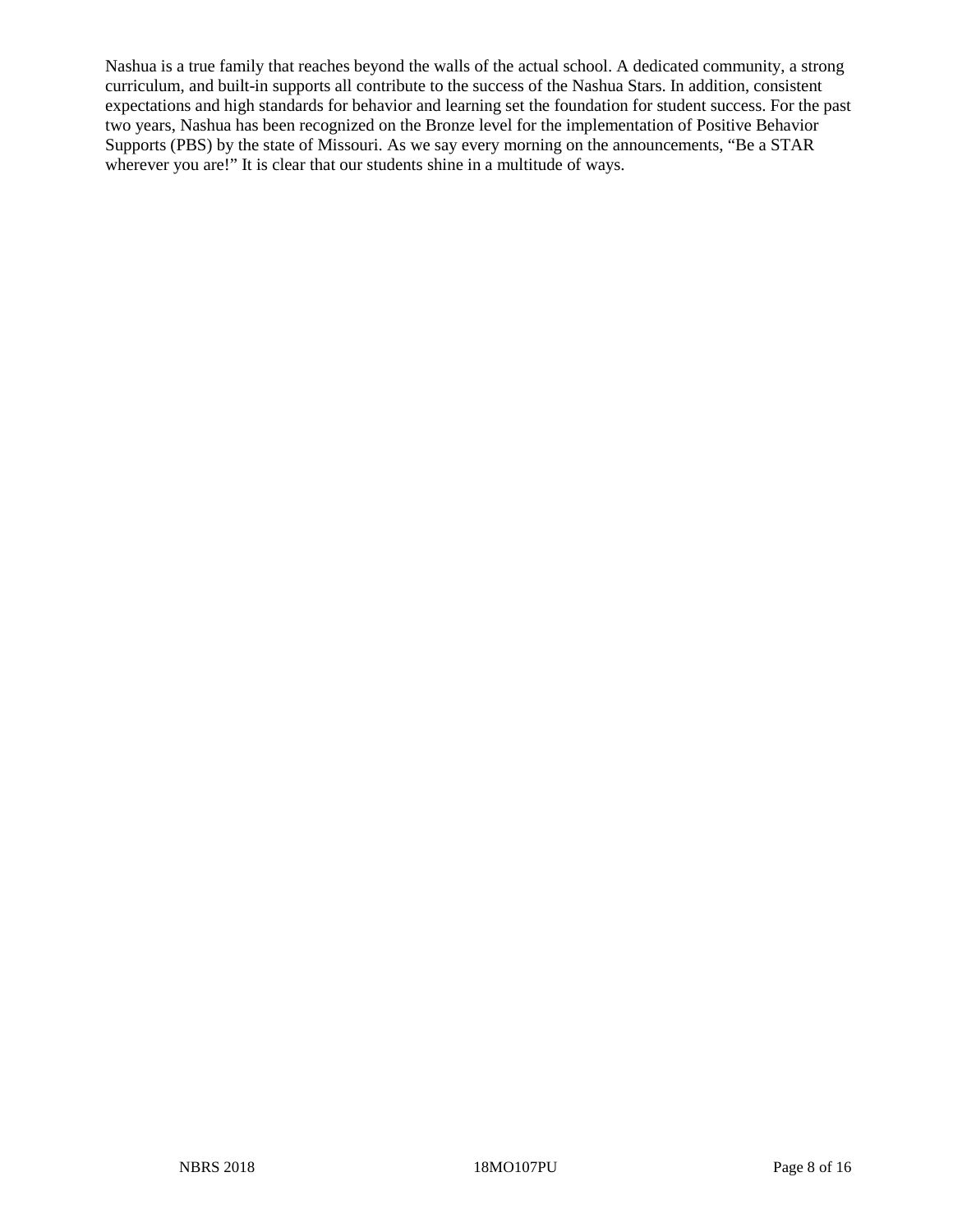Nashua is a true family that reaches beyond the walls of the actual school. A dedicated community, a strong curriculum, and built-in supports all contribute to the success of the Nashua Stars. In addition, consistent expectations and high standards for behavior and learning set the foundation for student success. For the past two years, Nashua has been recognized on the Bronze level for the implementation of Positive Behavior Supports (PBS) by the state of Missouri. As we say every morning on the announcements, "Be a STAR wherever you are!" It is clear that our students shine in a multitude of ways.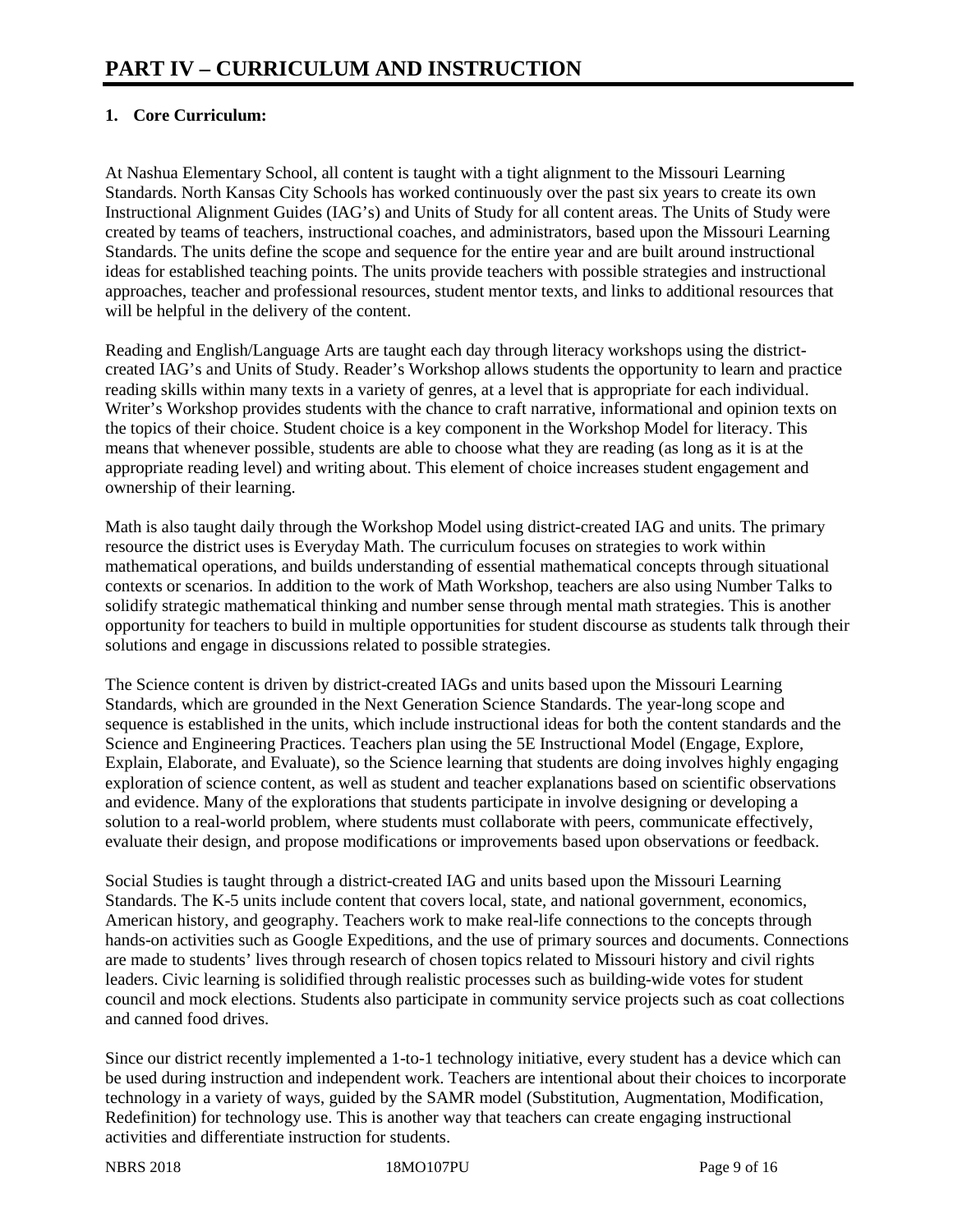# PART IV – CURRICULUM AND INSTRUCTION

## 1. Core Curriculum:

At Nashua Elementary School, all content is taught with a tight alignment to the Missouri Learning Standards. North Kansas City Schools has worked continuously over the past six years to create its own Instructional Alignment Guides (IAG's) and Units of Study for all content areas. The Units of Study were created by teams of teachers, instructional coaches, and administrators, based upon the Missouri Learning Standards. The units define the scope and sequence for the entire year and are built around instructional ideas for established teaching points. The units provide teachers with possible strategies and instructional approaches, teacher and professional resources, student mentor texts, and links to additional resources that will be helpful in the delivery of the content.

Reading and English/Language Arts are taught each day through literacy workshops using the district-created IAG's and Units of Study. Reader's Workshop allows students the opportunity to learn and practice reading skills within many texts in a variety of genres, at a level that is appropriate for each individual. Writer's Workshop provides students with the chance to craft narrative, informational and opinion texts on the topics of their choice. Student choice is a key component in the Workshop Model for literacy. This means that whenever possible, students are able to choose what they are reading (as long as it is at the appropriate reading level) and writing about. This element of choice increases student engagement and ownership of their learning.

Math is also taught daily through the Workshop Model using district-created IAG and units. The primary resource the district uses is Everyday Math. The curriculum focuses on strategies to work within mathematical operations, and builds understanding of essential mathematical concepts through situational contexts or scenarios. In addition to the work of Math Workshop, teachers are also using Number Talks to solidify strategic mathematical thinking and number sense through mental math strategies. This is another opportunity for teachers to build in multiple opportunities for student discourse as students talk through their solutions and engage in discussions related to possible strategies.

The Science content is driven by district-created IAGs and units based upon the Missouri Learning Standards, which are grounded in the Next Generation Science Standards. The year-long scope and sequence is established in the units, which include instructional ideas for both the content standards and the Science and Engineering Practices. Teachers plan using the 5E Instructional Model (Engage, Explore, Explain, Elaborate, and Evaluate), so the Science learning that students are doing involves highly engaging exploration of science content, as well as student and teacher explanations based on scientific observations and evidence. Many of the explorations that students participate in involve designing or developing a solution to a real-world problem, where students must collaborate with peers, communicate effectively, evaluate their design, and propose modifications or improvements based upon observations or feedback.

Social Studies is taught through a district-created IAG and units based upon the Missouri Learning Standards. The K-5 units include content that covers local, state, and national government, economics, American history, and geography. Teachers work to make real-life connections to the concepts through hands-on activities such as Google Expeditions, and the use of primary sources and documents. Connections are made to students' lives through research of chosen topics related to Missouri history and civil rights leaders. Civic learning is solidified through realistic processes such as building-wide votes for student council and mock elections. Students also participate in community service projects such as coat collections and canned food drives.

Since our district recently implemented a 1-to-1 technology initiative, every student has a device which can be used during instruction and independent work. Teachers are intentional about their choices to incorporate technology in a variety of ways, guided by the SAMR model (Substitution, Augmentation, Modification, Redefinition) for technology use. This is another way that teachers can create engaging instructional activities and differentiate instruction for students.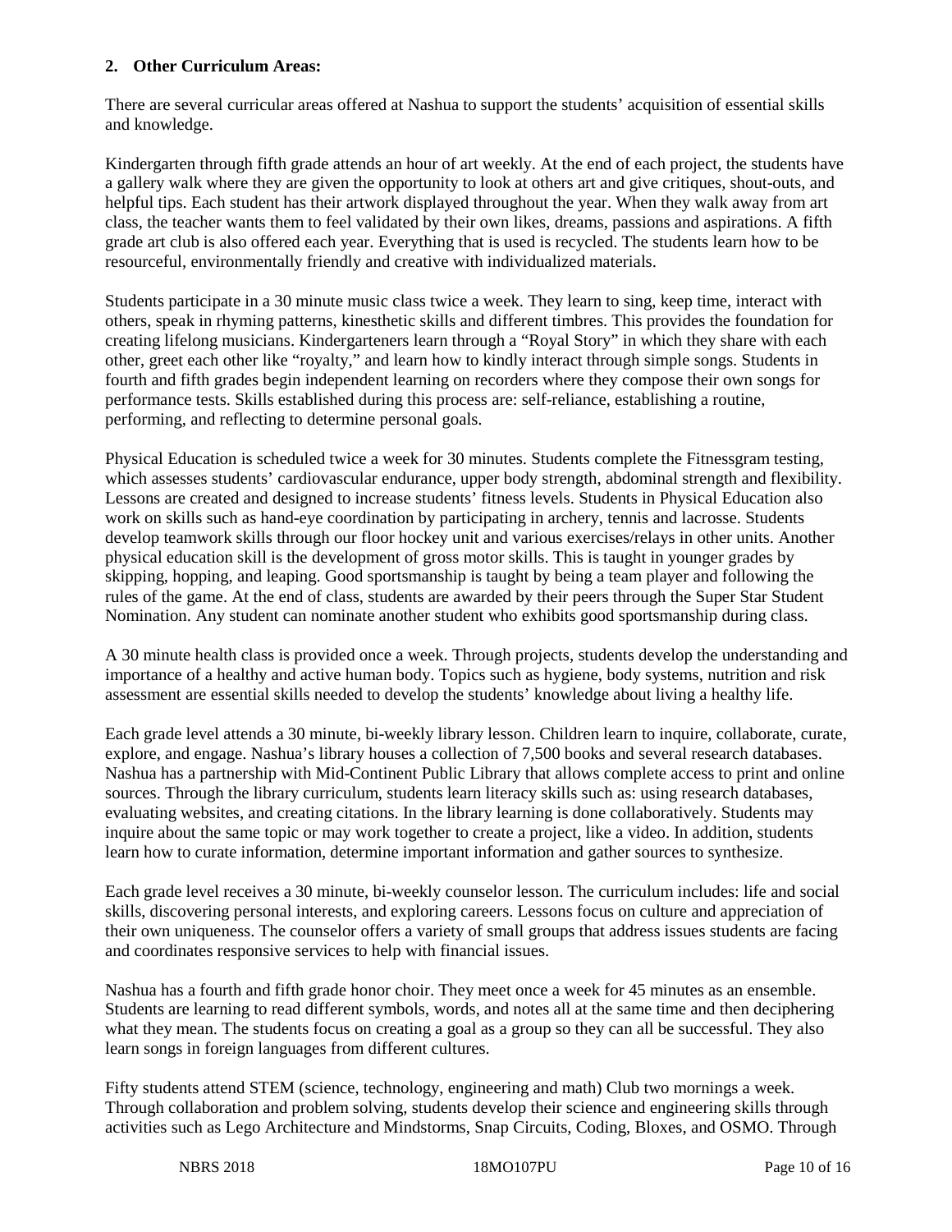**2. Other Curriculum Areas:**

There are several curricular areas offered at Nashua to support the students' acquisition of essential skills and knowledge.

Kindergarten through fifth grade attends an hour of art weekly. At the end of each project, the students have a gallery walk where they are given the opportunity to look at others art and give critiques, shout-outs, and helpful tips. Each student has their artwork displayed throughout the year. When they walk away from art class, the teacher wants them to feel validated by their own likes, dreams, passions and aspirations. A fifth grade art club is also offered each year. Everything that is used is recycled. The students learn how to be resourceful, environmentally friendly and creative with individualized materials.

Students participate in a 30 minute music class twice a week. They learn to sing, keep time, interact with others, speak in rhyming patterns, kinesthetic skills and different timbres. This provides the foundation for creating lifelong musicians. Kindergarteners learn through a "Royal Story" in which they share with each other, greet each other like "royalty," and learn how to kindly interact through simple songs. Students in fourth and fifth grades begin independent learning on recorders where they compose their own songs for performance tests. Skills established during this process are: self-reliance, establishing a routine, performing, and reflecting to determine personal goals.

Physical Education is scheduled twice a week for 30 minutes. Students complete the Fitnessgram testing, which assesses students' cardiovascular endurance, upper body strength, abdominal strength and flexibility. Lessons are created and designed to increase students' fitness levels. Students in Physical Education also work on skills such as hand-eye coordination by participating in archery, tennis and lacrosse. Students develop teamwork skills through our floor hockey unit and various exercises/relays in other units. Another physical education skill is the development of gross motor skills. This is taught in younger grades by skipping, hopping, and leaping. Good sportsmanship is taught by being a team player and following the rules of the game. At the end of class, students are awarded by their peers through the Super Star Student Nomination. Any student can nominate another student who exhibits good sportsmanship during class.

A 30 minute health class is provided once a week. Through projects, students develop the understanding and importance of a healthy and active human body. Topics such as hygiene, body systems, nutrition and risk assessment are essential skills needed to develop the students' knowledge about living a healthy life.

Each grade level attends a 30 minute, bi-weekly library lesson. Children learn to inquire, collaborate, curate, explore, and engage. Nashua's library houses a collection of 7,500 books and several research databases. Nashua has a partnership with Mid-Continent Public Library that allows complete access to print and online sources. Through the library curriculum, students learn literacy skills such as: using research databases, evaluating websites, and creating citations. In the library learning is done collaboratively. Students may inquire about the same topic or may work together to create a project, like a video. In addition, students learn how to curate information, determine important information and gather sources to synthesize.

Each grade level receives a 30 minute, bi-weekly counselor lesson. The curriculum includes: life and social skills, discovering personal interests, and exploring careers. Lessons focus on culture and appreciation of their own uniqueness. The counselor offers a variety of small groups that address issues students are facing and coordinates responsive services to help with financial issues.

Nashua has a fourth and fifth grade honor choir. They meet once a week for 45 minutes as an ensemble. Students are learning to read different symbols, words, and notes all at the same time and then deciphering what they mean. The students focus on creating a goal as a group so they can all be successful. They also learn songs in foreign languages from different cultures.

Fifty students attend STEM (science, technology, engineering and math) Club two mornings a week. Through collaboration and problem solving, students develop their science and engineering skills through activities such as Lego Architecture and Mindstorms, Snap Circuits, Coding, Bloxes, and OSMO. Through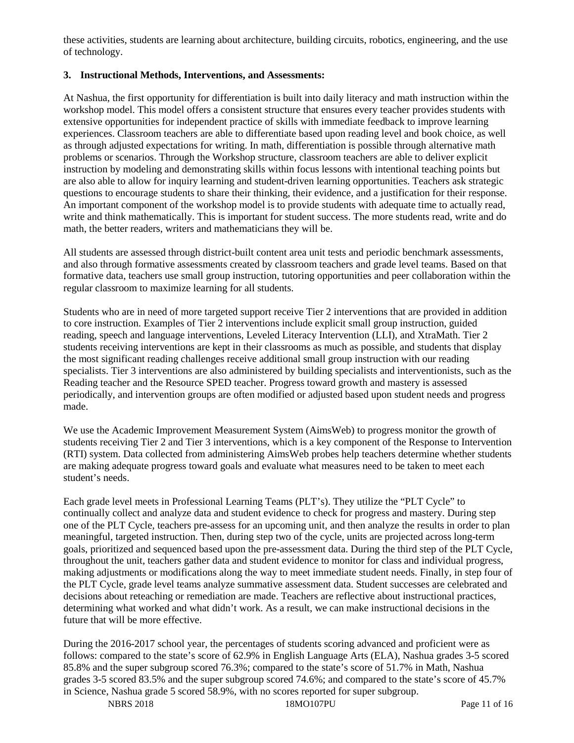these activities, students are learning about architecture, building circuits, robotics, engineering, and the use of technology.

### 3. Instructional Methods, Interventions, and Assessments:

At Nashua, the first opportunity for differentiation is built into daily literacy and math instruction within the workshop model. This model offers a consistent structure that ensures every teacher provides students with extensive opportunities for independent practice of skills with immediate feedback to improve learning experiences. Classroom teachers are able to differentiate based upon reading level and book choice, as well as through adjusted expectations for writing. In math, differentiation is possible through alternative math problems or scenarios. Through the Workshop structure, classroom teachers are able to deliver explicit instruction by modeling and demonstrating skills within focus lessons with intentional teaching points but are also able to allow for inquiry learning and student-driven learning opportunities. Teachers ask strategic questions to encourage students to share their thinking, their evidence, and a justification for their response. An important component of the workshop model is to provide students with adequate time to actually read, write and think mathematically. This is important for student success. The more students read, write and do math, the better readers, writers and mathematicians they will be.

All students are assessed through district-built content area unit tests and periodic benchmark assessments, and also through formative assessments created by classroom teachers and grade level teams. Based on that formative data, teachers use small group instruction, tutoring opportunities and peer collaboration within the regular classroom to maximize learning for all students.

Students who are in need of more targeted support receive Tier 2 interventions that are provided in addition to core instruction. Examples of Tier 2 interventions include explicit small group instruction, guided reading, speech and language interventions, Leveled Literacy Intervention (LLI), and XtraMath. Tier 2 students receiving interventions are kept in their classrooms as much as possible, and students that display the most significant reading challenges receive additional small group instruction with our reading specialists. Tier 3 interventions are also administered by building specialists and interventionists, such as the Reading teacher and the Resource SPED teacher. Progress toward growth and mastery is assessed periodically, and intervention groups are often modified or adjusted based upon student needs and progress made.

We use the Academic Improvement Measurement System (AimsWeb) to progress monitor the growth of students receiving Tier 2 and Tier 3 interventions, which is a key component of the Response to Intervention (RTI) system. Data collected from administering AimsWeb probes help teachers determine whether students are making adequate progress toward goals and evaluate what measures need to be taken to meet each student's needs.

Each grade level meets in Professional Learning Teams (PLT's). They utilize the "PLT Cycle" to continually collect and analyze data and student evidence to check for progress and mastery. During step one of the PLT Cycle, teachers pre-assess for an upcoming unit, and then analyze the results in order to plan meaningful, targeted instruction. Then, during step two of the cycle, units are projected across long-term goals, prioritized and sequenced based upon the pre-assessment data. During the third step of the PLT Cycle, throughout the unit, teachers gather data and student evidence to monitor for class and individual progress, making adjustments or modifications along the way to meet immediate student needs. Finally, in step four of the PLT Cycle, grade level teams analyze summative assessment data. Student successes are celebrated and decisions about reteaching or remediation are made. Teachers are reflective about instructional practices, determining what worked and what didn't work. As a result, we can make instructional decisions in the future that will be more effective.

During the 2016-2017 school year, the percentages of students scoring advanced and proficient were as follows: compared to the state's score of 62.9% in English Language Arts (ELA), Nashua grades 3-5 scored 85.8% and the super subgroup scored 76.3%; compared to the state's score of 51.7% in Math, Nashua grades 3-5 scored 83.5% and the super subgroup scored 74.6%; and compared to the state's score of 45.7% in Science, Nashua grade 5 scored 58.9%, with no scores reported for super subgroup.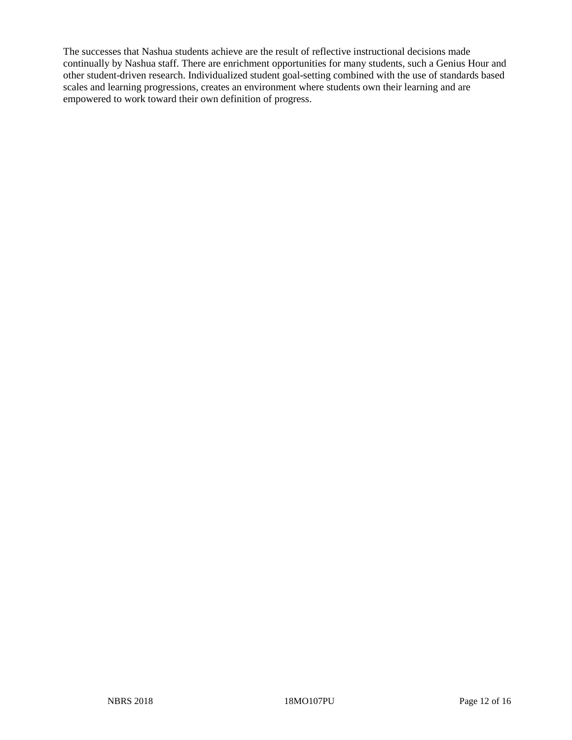The successes that Nashua students achieve are the result of reflective instructional decisions made continually by Nashua staff. There are enrichment opportunities for many students, such a Genius Hour and other student-driven research. Individualized student goal-setting combined with the use of standards based scales and learning progressions, creates an environment where students own their learning and are empowered to work toward their own definition of progress.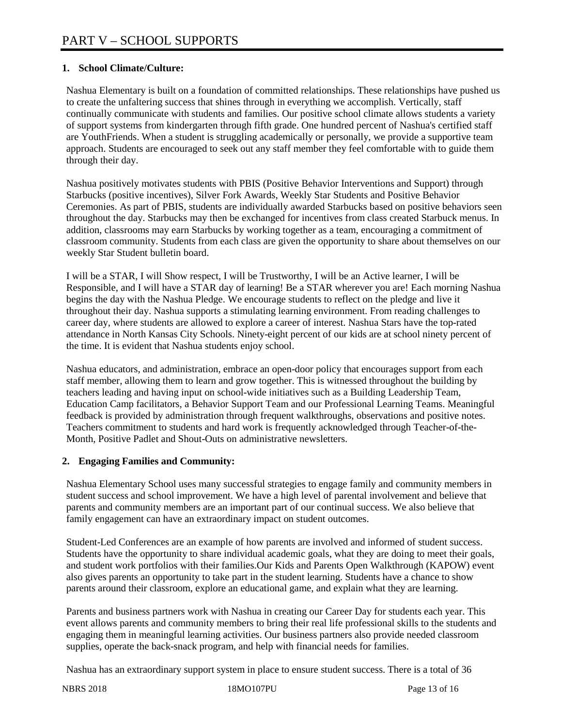# PART V – SCHOOL SUPPORTS

## 1. School Climate/Culture:

Nashua Elementary is built on a foundation of committed relationships. These relationships have pushed us to create the unfaltering success that shines through in everything we accomplish. Vertically, staff continually communicate with students and families. Our positive school climate allows students a variety of support systems from kindergarten through fifth grade. One hundred percent of Nashua's certified staff are YouthFriends. When a student is struggling academically or personally, we provide a supportive team approach. Students are encouraged to seek out any staff member they feel comfortable with to guide them through their day.

Nashua positively motivates students with PBIS (Positive Behavior Interventions and Support) through Starbucks (positive incentives), Silver Fork Awards, Weekly Star Students and Positive Behavior Ceremonies. As part of PBIS, students are individually awarded Starbucks based on positive behaviors seen throughout the day. Starbucks may then be exchanged for incentives from class created Starbuck menus. In addition, classrooms may earn Starbucks by working together as a team, encouraging a commitment of classroom community. Students from each class are given the opportunity to share about themselves on our weekly Star Student bulletin board.

I will be a STAR, I will Show respect, I will be Trustworthy, I will be an Active learner, I will be Responsible, and I will have a STAR day of learning! Be a STAR wherever you are! Each morning Nashua begins the day with the Nashua Pledge. We encourage students to reflect on the pledge and live it throughout their day. Nashua supports a stimulating learning environment. From reading challenges to career day, where students are allowed to explore a career of interest. Nashua Stars have the top-rated attendance in North Kansas City Schools. Ninety-eight percent of our kids are at school ninety percent of the time. It is evident that Nashua students enjoy school.

Nashua educators, and administration, embrace an open-door policy that encourages support from each staff member, allowing them to learn and grow together. This is witnessed throughout the building by teachers leading and having input on school-wide initiatives such as a Building Leadership Team, Education Camp facilitators, a Behavior Support Team and our Professional Learning Teams. Meaningful feedback is provided by administration through frequent walkthroughs, observations and positive notes. Teachers commitment to students and hard work is frequently acknowledged through Teacher-of-the-Month, Positive Padlet and Shout-Outs on administrative newsletters.

## 2. Engaging Families and Community:

Nashua Elementary School uses many successful strategies to engage family and community members in student success and school improvement. We have a high level of parental involvement and believe that parents and community members are an important part of our continual success. We also believe that family engagement can have an extraordinary impact on student outcomes.

Student-Led Conferences are an example of how parents are involved and informed of student success. Students have the opportunity to share individual academic goals, what they are doing to meet their goals, and student work portfolios with their families.Our Kids and Parents Open Walkthrough (KAPOW) event also gives parents an opportunity to take part in the student learning. Students have a chance to show parents around their classroom, explore an educational game, and explain what they are learning.

Parents and business partners work with Nashua in creating our Career Day for students each year. This event allows parents and community members to bring their real life professional skills to the students and engaging them in meaningful learning activities. Our business partners also provide needed classroom supplies, operate the back-snack program, and help with financial needs for families.

Nashua has an extraordinary support system in place to ensure student success. There is a total of 36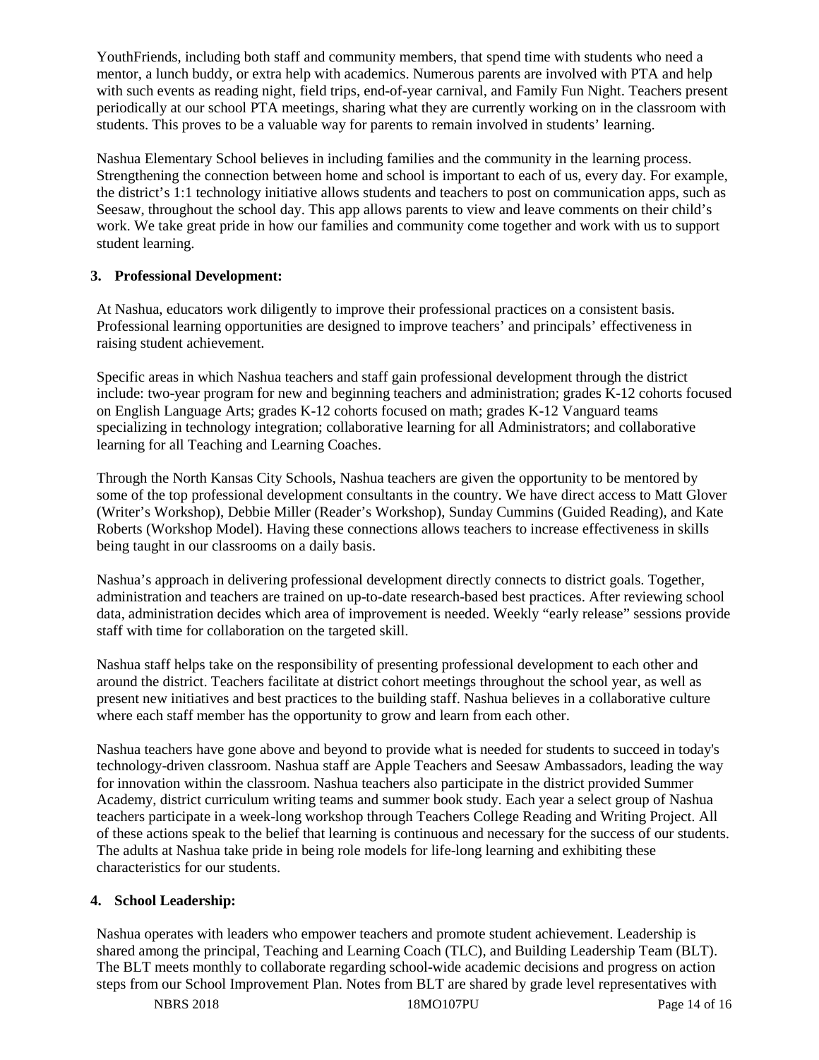YouthFriends, including both staff and community members, that spend time with students who need a mentor, a lunch buddy, or extra help with academics. Numerous parents are involved with PTA and help with such events as reading night, field trips, end-of-year carnival, and Family Fun Night. Teachers present periodically at our school PTA meetings, sharing what they are currently working on in the classroom with students. This proves to be a valuable way for parents to remain involved in students' learning.

Nashua Elementary School believes in including families and the community in the learning process. Strengthening the connection between home and school is important to each of us, every day. For example, the district's 1:1 technology initiative allows students and teachers to post on communication apps, such as Seesaw, throughout the school day. This app allows parents to view and leave comments on their child's work. We take great pride in how our families and community come together and work with us to support student learning.

**3. Professional Development:**

At Nashua, educators work diligently to improve their professional practices on a consistent basis. Professional learning opportunities are designed to improve teachers' and principals' effectiveness in raising student achievement.

Specific areas in which Nashua teachers and staff gain professional development through the district include: two-year program for new and beginning teachers and administration; grades K-12 cohorts focused on English Language Arts; grades K-12 cohorts focused on math; grades K-12 Vanguard teams specializing in technology integration; collaborative learning for all Administrators; and collaborative learning for all Teaching and Learning Coaches.

Through the North Kansas City Schools, Nashua teachers are given the opportunity to be mentored by some of the top professional development consultants in the country. We have direct access to Matt Glover (Writer's Workshop), Debbie Miller (Reader's Workshop), Sunday Cummins (Guided Reading), and Kate Roberts (Workshop Model). Having these connections allows teachers to increase effectiveness in skills being taught in our classrooms on a daily basis.

Nashua's approach in delivering professional development directly connects to district goals. Together, administration and teachers are trained on up-to-date research-based best practices. After reviewing school data, administration decides which area of improvement is needed. Weekly "early release" sessions provide staff with time for collaboration on the targeted skill.

Nashua staff helps take on the responsibility of presenting professional development to each other and around the district. Teachers facilitate at district cohort meetings throughout the school year, as well as present new initiatives and best practices to the building staff. Nashua believes in a collaborative culture where each staff member has the opportunity to grow and learn from each other.

Nashua teachers have gone above and beyond to provide what is needed for students to succeed in today's technology-driven classroom. Nashua staff are Apple Teachers and Seesaw Ambassadors, leading the way for innovation within the classroom. Nashua teachers also participate in the district provided Summer Academy, district curriculum writing teams and summer book study. Each year a select group of Nashua teachers participate in a week-long workshop through Teachers College Reading and Writing Project. All of these actions speak to the belief that learning is continuous and necessary for the success of our students. The adults at Nashua take pride in being role models for life-long learning and exhibiting these characteristics for our students.

**4. School Leadership:**

Nashua operates with leaders who empower teachers and promote student achievement. Leadership is shared among the principal, Teaching and Learning Coach (TLC), and Building Leadership Team (BLT). The BLT meets monthly to collaborate regarding school-wide academic decisions and progress on action steps from our School Improvement Plan. Notes from BLT are shared by grade level representatives with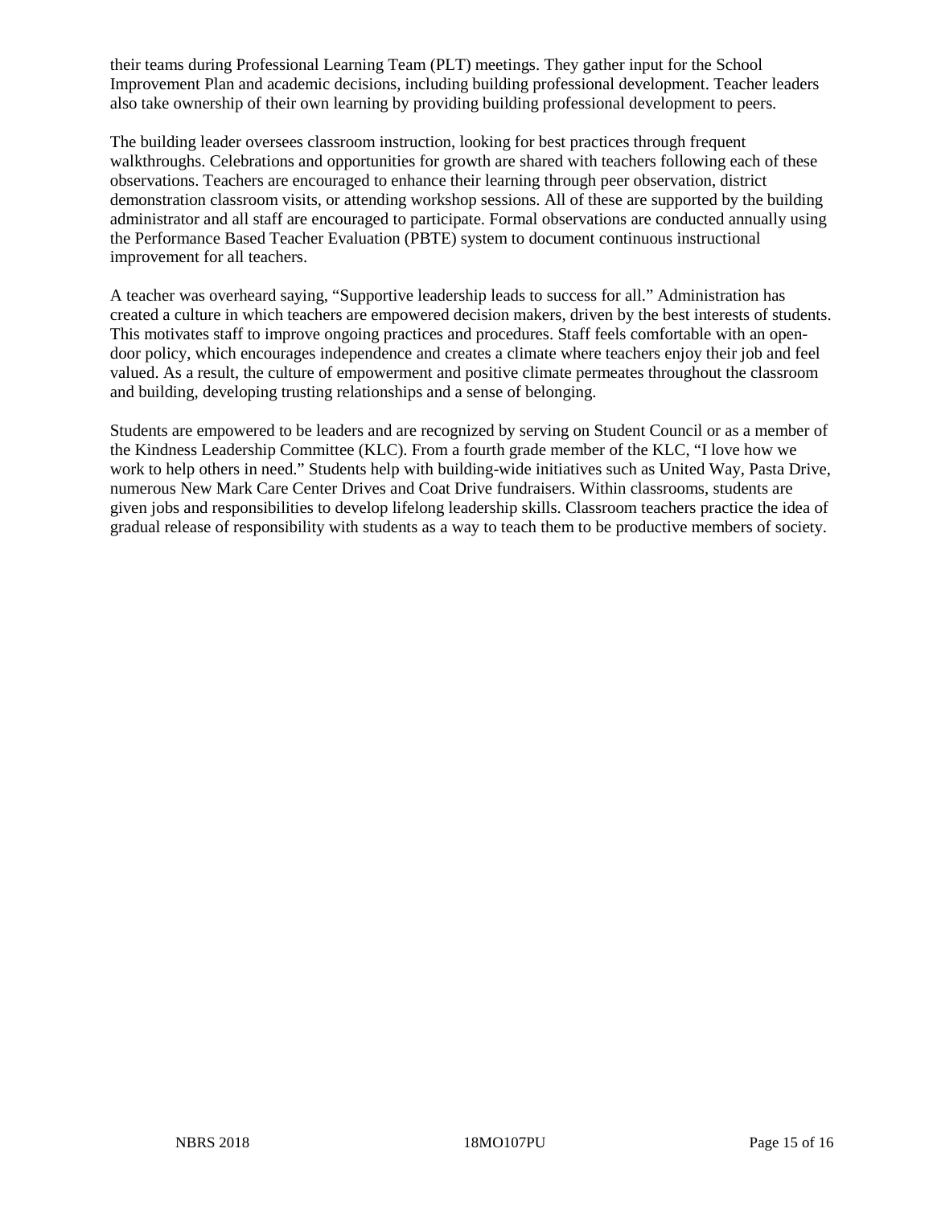their teams during Professional Learning Team (PLT) meetings. They gather input for the School Improvement Plan and academic decisions, including building professional development. Teacher leaders also take ownership of their own learning by providing building professional development to peers.

The building leader oversees classroom instruction, looking for best practices through frequent walkthroughs. Celebrations and opportunities for growth are shared with teachers following each of these observations. Teachers are encouraged to enhance their learning through peer observation, district demonstration classroom visits, or attending workshop sessions. All of these are supported by the building administrator and all staff are encouraged to participate. Formal observations are conducted annually using the Performance Based Teacher Evaluation (PBTE) system to document continuous instructional improvement for all teachers.

A teacher was overheard saying, "Supportive leadership leads to success for all." Administration has created a culture in which teachers are empowered decision makers, driven by the best interests of students. This motivates staff to improve ongoing practices and procedures. Staff feels comfortable with an open-door policy, which encourages independence and creates a climate where teachers enjoy their job and feel valued. As a result, the culture of empowerment and positive climate permeates throughout the classroom and building, developing trusting relationships and a sense of belonging.

Students are empowered to be leaders and are recognized by serving on Student Council or as a member of the Kindness Leadership Committee (KLC). From a fourth grade member of the KLC, "I love how we work to help others in need." Students help with building-wide initiatives such as United Way, Pasta Drive, numerous New Mark Care Center Drives and Coat Drive fundraisers. Within classrooms, students are given jobs and responsibilities to develop lifelong leadership skills. Classroom teachers practice the idea of gradual release of responsibility with students as a way to teach them to be productive members of society.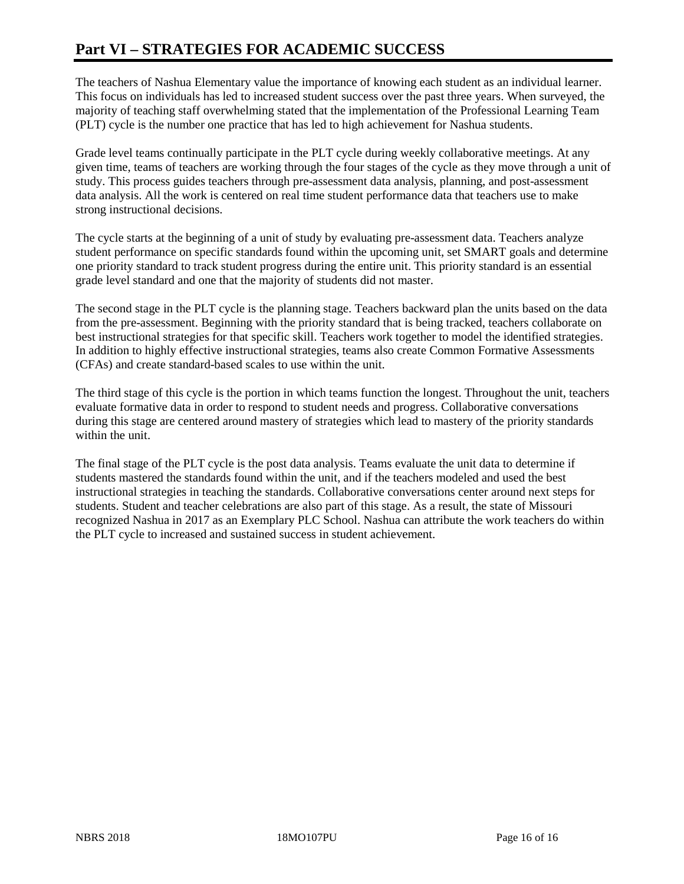# Part VI – STRATEGIES FOR ACADEMIC SUCCESS

The teachers of Nashua Elementary value the importance of knowing each student as an individual learner. This focus on individuals has led to increased student success over the past three years. When surveyed, the majority of teaching staff overwhelming stated that the implementation of the Professional Learning Team (PLT) cycle is the number one practice that has led to high achievement for Nashua students.

Grade level teams continually participate in the PLT cycle during weekly collaborative meetings. At any given time, teams of teachers are working through the four stages of the cycle as they move through a unit of study. This process guides teachers through pre-assessment data analysis, planning, and post-assessment data analysis. All the work is centered on real time student performance data that teachers use to make strong instructional decisions.

The cycle starts at the beginning of a unit of study by evaluating pre-assessment data. Teachers analyze student performance on specific standards found within the upcoming unit, set SMART goals and determine one priority standard to track student progress during the entire unit. This priority standard is an essential grade level standard and one that the majority of students did not master.

The second stage in the PLT cycle is the planning stage. Teachers backward plan the units based on the data from the pre-assessment. Beginning with the priority standard that is being tracked, teachers collaborate on best instructional strategies for that specific skill. Teachers work together to model the identified strategies. In addition to highly effective instructional strategies, teams also create Common Formative Assessments (CFAs) and create standard-based scales to use within the unit.

The third stage of this cycle is the portion in which teams function the longest. Throughout the unit, teachers evaluate formative data in order to respond to student needs and progress. Collaborative conversations during this stage are centered around mastery of strategies which lead to mastery of the priority standards within the unit.

The final stage of the PLT cycle is the post data analysis. Teams evaluate the unit data to determine if students mastered the standards found within the unit, and if the teachers modeled and used the best instructional strategies in teaching the standards. Collaborative conversations center around next steps for students. Student and teacher celebrations are also part of this stage. As a result, the state of Missouri recognized Nashua in 2017 as an Exemplary PLC School. Nashua can attribute the work teachers do within the PLT cycle to increased and sustained success in student achievement.